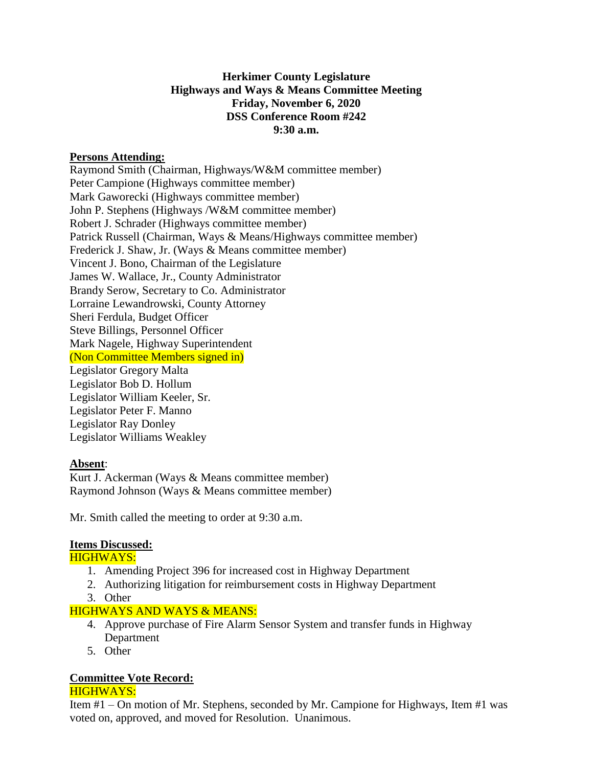**Herkimer County Legislature**
**Highways and Ways & Means Committee Meeting**
**Friday, November 6, 2020**
**DSS Conference Room #242**
**9:30 a.m.**

**Persons Attending:**

Raymond Smith (Chairman, Highways/W&M committee member)
Peter Campione (Highways committee member)
Mark Gaworecki (Highways committee member)
John P. Stephens (Highways /W&M committee member)
Robert J. Schrader (Highways committee member)
Patrick Russell (Chairman, Ways & Means/Highways committee member)
Frederick J. Shaw, Jr. (Ways & Means committee member)
Vincent J. Bono, Chairman of the Legislature
James W. Wallace, Jr., County Administrator
Brandy Serow, Secretary to Co. Administrator
Lorraine Lewandrowski, County Attorney
Sheri Ferdula, Budget Officer
Steve Billings, Personnel Officer
Mark Nagele, Highway Superintendent
(Non Committee Members signed in)
Legislator Gregory Malta
Legislator Bob D. Hollum
Legislator William Keeler, Sr.
Legislator Peter F. Manno
Legislator Ray Donley
Legislator Williams Weakley

**Absent**:

Kurt J. Ackerman (Ways & Means committee member)
Raymond Johnson (Ways & Means committee member)

Mr. Smith called the meeting to order at 9:30 a.m.

**Items Discussed:**

HIGHWAYS:

1. Amending Project 396 for increased cost in Highway Department
2. Authorizing litigation for reimbursement costs in Highway Department
3. Other

HIGHWAYS AND WAYS & MEANS:

4. Approve purchase of Fire Alarm Sensor System and transfer funds in Highway Department
5. Other

**Committee Vote Record:**

HIGHWAYS:

Item #1 – On motion of Mr. Stephens, seconded by Mr. Campione for Highways, Item #1 was voted on, approved, and moved for Resolution. Unanimous.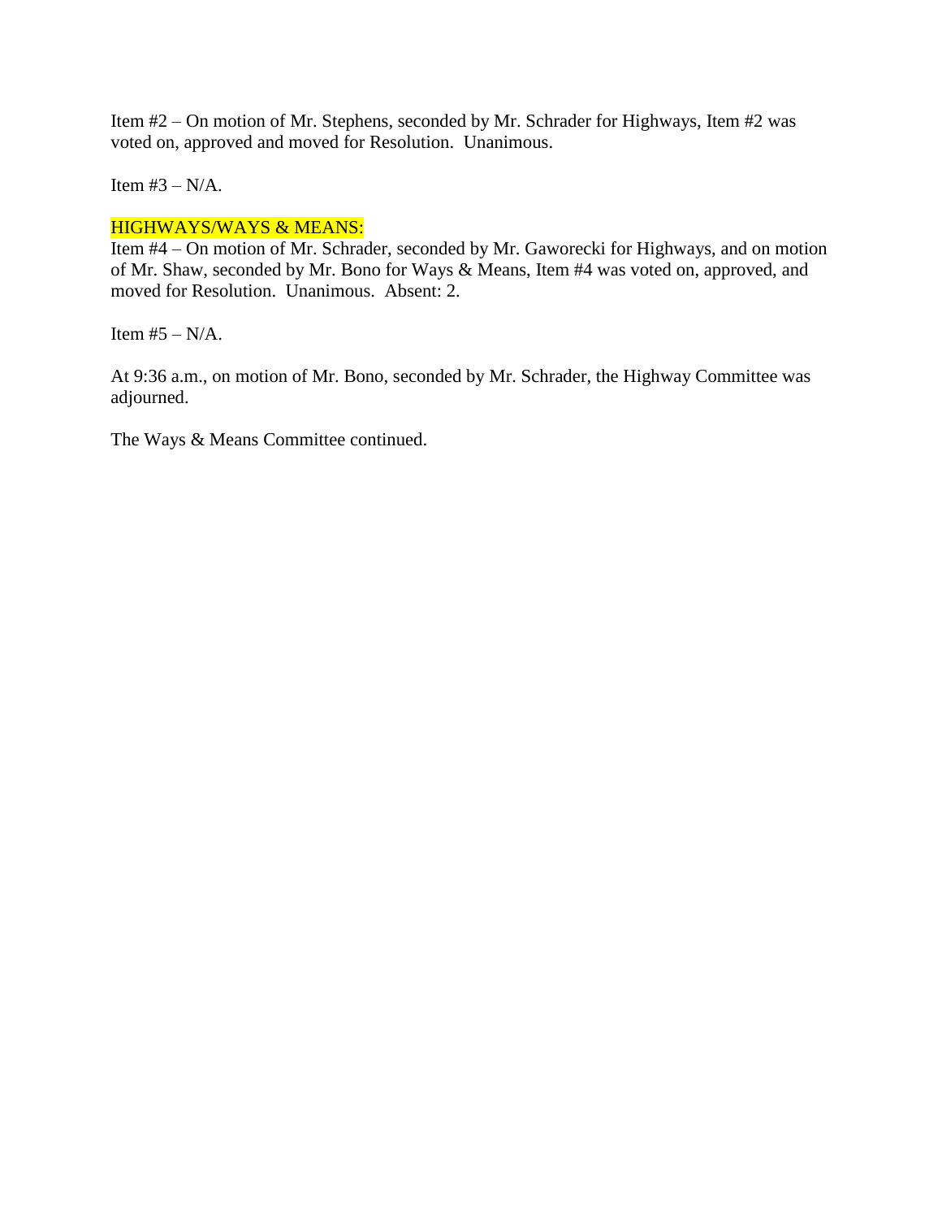Item #2 – On motion of Mr. Stephens, seconded by Mr. Schrader for Highways, Item #2 was voted on, approved and moved for Resolution. Unanimous.

Item #3 – N/A.

HIGHWAYS/WAYS & MEANS:

Item #4 – On motion of Mr. Schrader, seconded by Mr. Gaworecki for Highways, and on motion of Mr. Shaw, seconded by Mr. Bono for Ways & Means, Item #4 was voted on, approved, and moved for Resolution. Unanimous. Absent: 2.

Item #5 – N/A.

At 9:36 a.m., on motion of Mr. Bono, seconded by Mr. Schrader, the Highway Committee was adjourned.

The Ways & Means Committee continued.